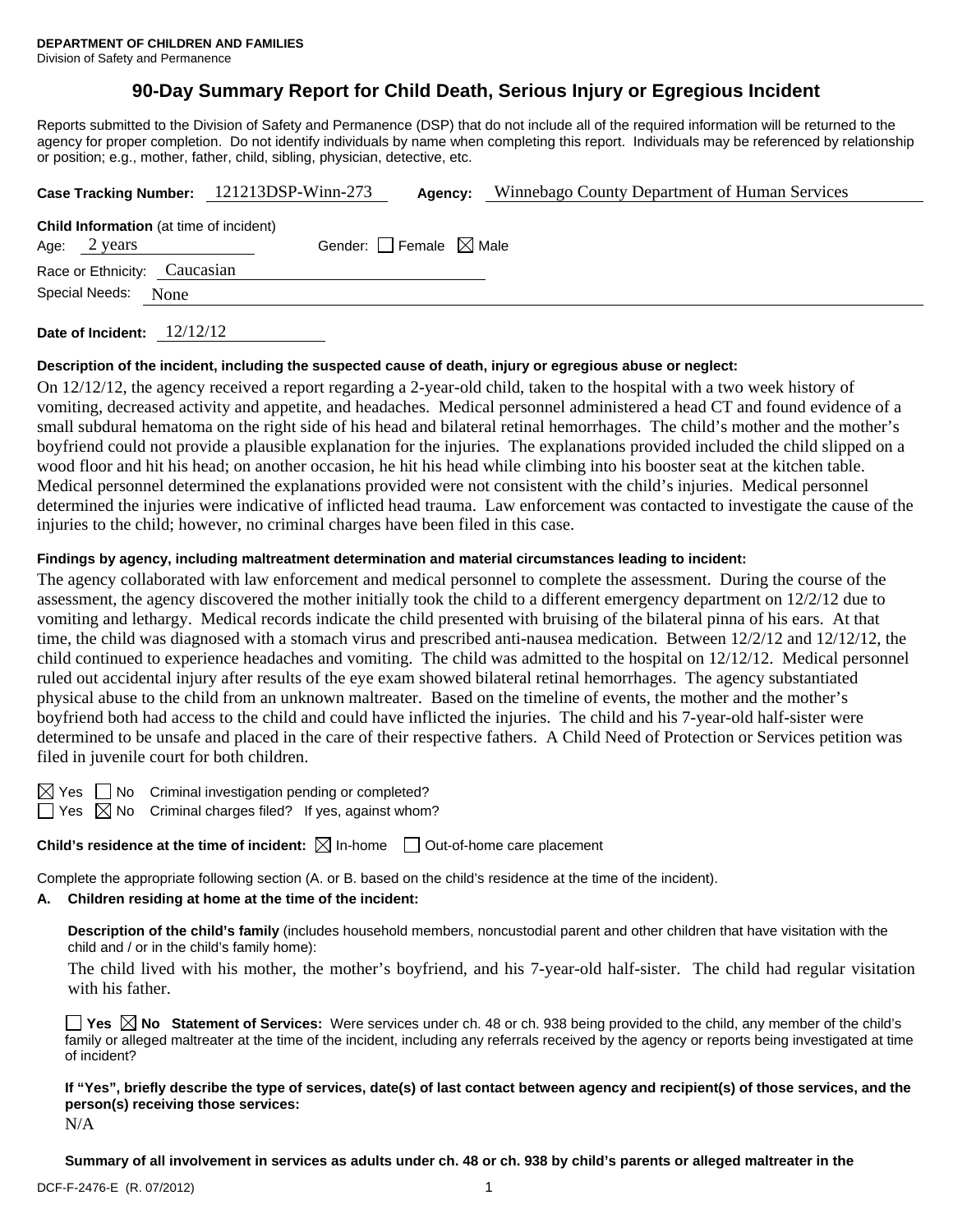**DEPARTMENT OF CHILDREN AND FAMILIES**
Division of Safety and Permanence

# 90-Day Summary Report for Child Death, Serious Injury or Egregious Incident

Reports submitted to the Division of Safety and Permanence (DSP) that do not include all of the required information will be returned to the agency for proper completion. Do not identify individuals by name when completing this report. Individuals may be referenced by relationship or position; e.g., mother, father, child, sibling, physician, detective, etc.

**Case Tracking Number:** 121213DSP-Winn-273 **Agency:** Winnebago County Department of Human Services

**Child Information** (at time of incident)
Age: 2 years Gender: ☐ Female ☒ Male
Race or Ethnicity: Caucasian
Special Needs: None

**Date of Incident:** 12/12/12

**Description of the incident, including the suspected cause of death, injury or egregious abuse or neglect:**

On 12/12/12, the agency received a report regarding a 2-year-old child, taken to the hospital with a two week history of vomiting, decreased activity and appetite, and headaches. Medical personnel administered a head CT and found evidence of a small subdural hematoma on the right side of his head and bilateral retinal hemorrhages. The child's mother and the mother's boyfriend could not provide a plausible explanation for the injuries. The explanations provided included the child slipped on a wood floor and hit his head; on another occasion, he hit his head while climbing into his booster seat at the kitchen table. Medical personnel determined the explanations provided were not consistent with the child's injuries. Medical personnel determined the injuries were indicative of inflicted head trauma. Law enforcement was contacted to investigate the cause of the injuries to the child; however, no criminal charges have been filed in this case.

**Findings by agency, including maltreatment determination and material circumstances leading to incident:**

The agency collaborated with law enforcement and medical personnel to complete the assessment. During the course of the assessment, the agency discovered the mother initially took the child to a different emergency department on 12/2/12 due to vomiting and lethargy. Medical records indicate the child presented with bruising of the bilateral pinna of his ears. At that time, the child was diagnosed with a stomach virus and prescribed anti-nausea medication. Between 12/2/12 and 12/12/12, the child continued to experience headaches and vomiting. The child was admitted to the hospital on 12/12/12. Medical personnel ruled out accidental injury after results of the eye exam showed bilateral retinal hemorrhages. The agency substantiated physical abuse to the child from an unknown maltreater. Based on the timeline of events, the mother and the mother's boyfriend both had access to the child and could have inflicted the injuries. The child and his 7-year-old half-sister were determined to be unsafe and placed in the care of their respective fathers. A Child Need of Protection or Services petition was filed in juvenile court for both children.

☒ Yes ☐ No Criminal investigation pending or completed?
☐ Yes ☒ No Criminal charges filed? If yes, against whom?

**Child's residence at the time of incident:** ☒ In-home ☐ Out-of-home care placement

Complete the appropriate following section (A. or B. based on the child's residence at the time of the incident).

**A. Children residing at home at the time of the incident:**

**Description of the child's family** (includes household members, noncustodial parent and other children that have visitation with the child and / or in the child's family home):

The child lived with his mother, the mother's boyfriend, and his 7-year-old half-sister. The child had regular visitation with his father.

☐ **Yes** ☒ **No Statement of Services:** Were services under ch. 48 or ch. 938 being provided to the child, any member of the child's family or alleged maltreater at the time of the incident, including any referrals received by the agency or reports being investigated at time of incident?

**If "Yes", briefly describe the type of services, date(s) of last contact between agency and recipient(s) of those services, and the person(s) receiving those services:**

N/A

**Summary of all involvement in services as adults under ch. 48 or ch. 938 by child's parents or alleged maltreater in the**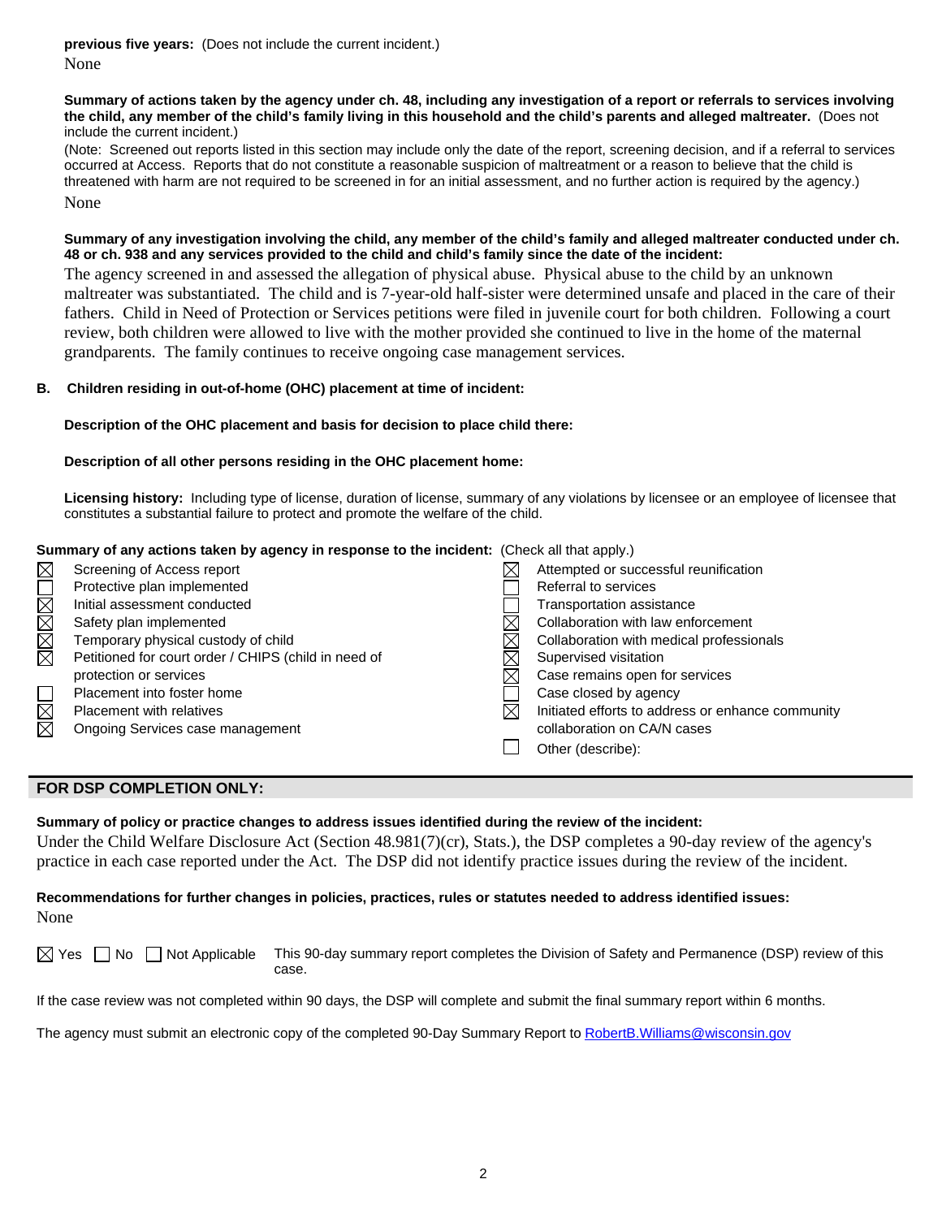**previous five years:** (Does not include the current incident.)

None

**Summary of actions taken by the agency under ch. 48, including any investigation of a report or referrals to services involving the child, any member of the child's family living in this household and the child's parents and alleged maltreater.** (Does not include the current incident.)

(Note: Screened out reports listed in this section may include only the date of the report, screening decision, and if a referral to services occurred at Access. Reports that do not constitute a reasonable suspicion of maltreatment or a reason to believe that the child is threatened with harm are not required to be screened in for an initial assessment, and no further action is required by the agency.)

None

**Summary of any investigation involving the child, any member of the child's family and alleged maltreater conducted under ch. 48 or ch. 938 and any services provided to the child and child's family since the date of the incident:**

The agency screened in and assessed the allegation of physical abuse. Physical abuse to the child by an unknown maltreater was substantiated. The child and is 7-year-old half-sister were determined unsafe and placed in the care of their fathers. Child in Need of Protection or Services petitions were filed in juvenile court for both children. Following a court review, both children were allowed to live with the mother provided she continued to live in the home of the maternal grandparents. The family continues to receive ongoing case management services.

**B. Children residing in out-of-home (OHC) placement at time of incident:**

**Description of the OHC placement and basis for decision to place child there:**

**Description of all other persons residing in the OHC placement home:**

**Licensing history:** Including type of license, duration of license, summary of any violations by licensee or an employee of licensee that constitutes a substantial failure to protect and promote the welfare of the child.

**Summary of any actions taken by agency in response to the incident:** (Check all that apply.)

- ☒ Screening of Access report
- ☐ Protective plan implemented
- ☒ Initial assessment conducted
- ☒ Safety plan implemented
- ☒ Temporary physical custody of child
- ☒ Petitioned for court order / CHIPS (child in need of protection or services
- ☐ Placement into foster home
- ☒ Placement with relatives
- ☒ Ongoing Services case management
- ☒ Attempted or successful reunification
- ☐ Referral to services
- ☐ Transportation assistance
- ☒ Collaboration with law enforcement
- ☒ Collaboration with medical professionals
- ☒ Supervised visitation
- ☒ Case remains open for services
- ☐ Case closed by agency
- ☒ Initiated efforts to address or enhance community collaboration on CA/N cases
- ☐ Other (describe):

## FOR DSP COMPLETION ONLY:

**Summary of policy or practice changes to address issues identified during the review of the incident:**

Under the Child Welfare Disclosure Act (Section 48.981(7)(cr), Stats.), the DSP completes a 90-day review of the agency's practice in each case reported under the Act. The DSP did not identify practice issues during the review of the incident.

**Recommendations for further changes in policies, practices, rules or statutes needed to address identified issues:**

None

☒ Yes ☐ No ☐ Not Applicable This 90-day summary report completes the Division of Safety and Permanence (DSP) review of this case.

If the case review was not completed within 90 days, the DSP will complete and submit the final summary report within 6 months.

The agency must submit an electronic copy of the completed 90-Day Summary Report to RobertB.Williams@wisconsin.gov